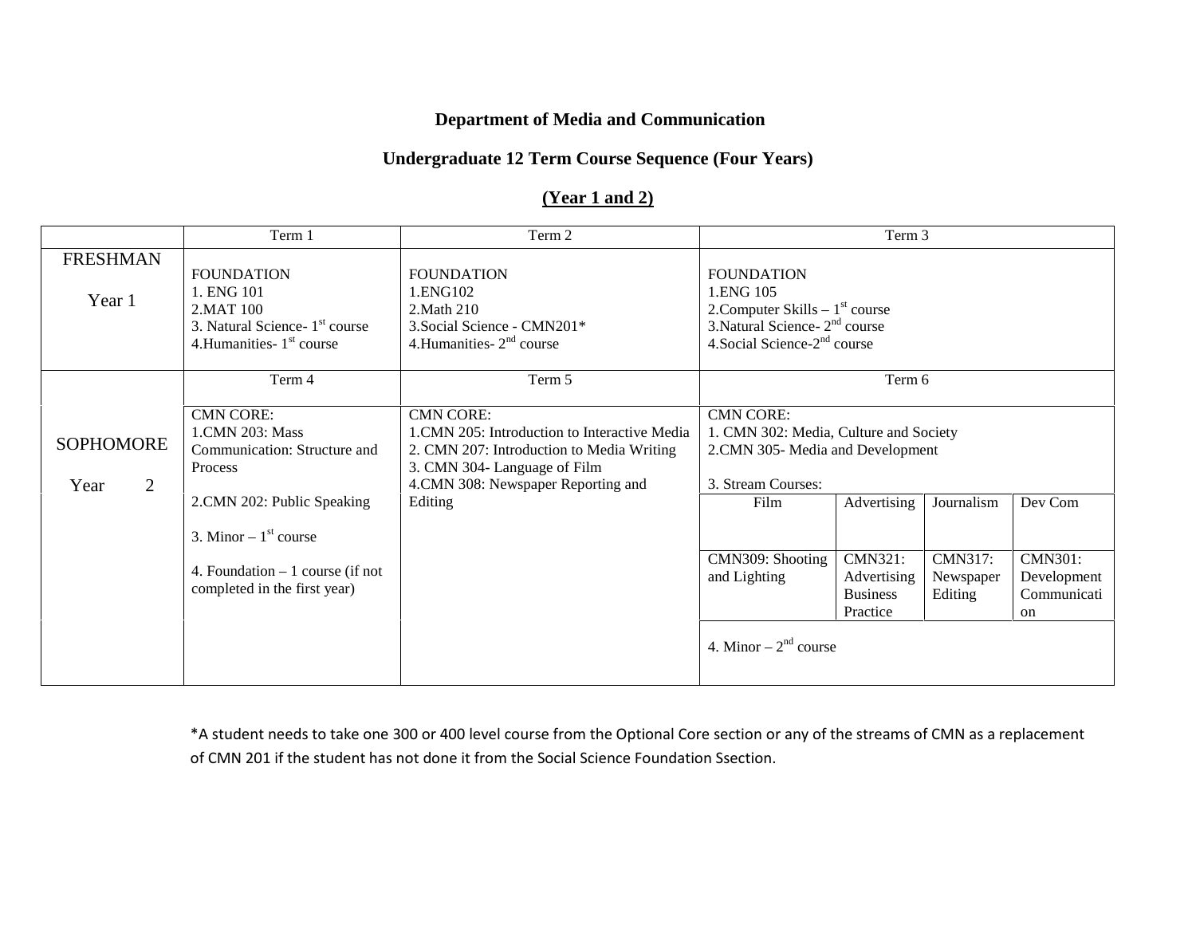**Department of Media and Communication**

**Undergraduate 12 Term Course Sequence (Four Years)**

**(Year 1 and 2)**

| | Term 1 | Term 2 | Term 3 | | | |
|---|---|---|---|---|---|---|
| FRESHMAN Year 1 | FOUNDATION<br>1. ENG 101<br>2.MAT 100<br>3. Natural Science- 1st course<br>4.Humanities- 1st course | FOUNDATION<br>1.ENG102<br>2.Math 210<br>3.Social Science - CMN201*<br>4.Humanities- 2nd course | FOUNDATION<br>1.ENG 105<br>2.Computer Skills – 1st course<br>3.Natural Science- 2nd course<br>4.Social Science-2nd course | | | |
| | Term 4 | Term 5 | Term 6 | | | |
| SOPHOMORE Year 2 | CMN CORE:<br>1.CMN 203: Mass Communication: Structure and Process<br>2.CMN 202: Public Speaking<br>3. Minor – 1st course<br>4. Foundation – 1 course (if not completed in the first year) | CMN CORE:<br>1.CMN 205: Introduction to Interactive Media<br>2. CMN 207: Introduction to Media Writing<br>3. CMN 304- Language of Film<br>4.CMN 308: Newspaper Reporting and Editing | CMN CORE:<br>1. CMN 302: Media, Culture and Society<br>2.CMN 305- Media and Development<br>3. Stream Courses: | | | |
| | | | Film | Advertising | Journalism | Dev Com |
| | | | CMN309: Shooting and Lighting | CMN321: Advertising Business Practice | CMN317: Newspaper Editing | CMN301: Development Communication |
| | | | 4. Minor – 2nd course | | | |

*A student needs to take one 300 or 400 level course from the Optional Core section or any of the streams of CMN as a replacement of CMN 201 if the student has not done it from the Social Science Foundation Ssection.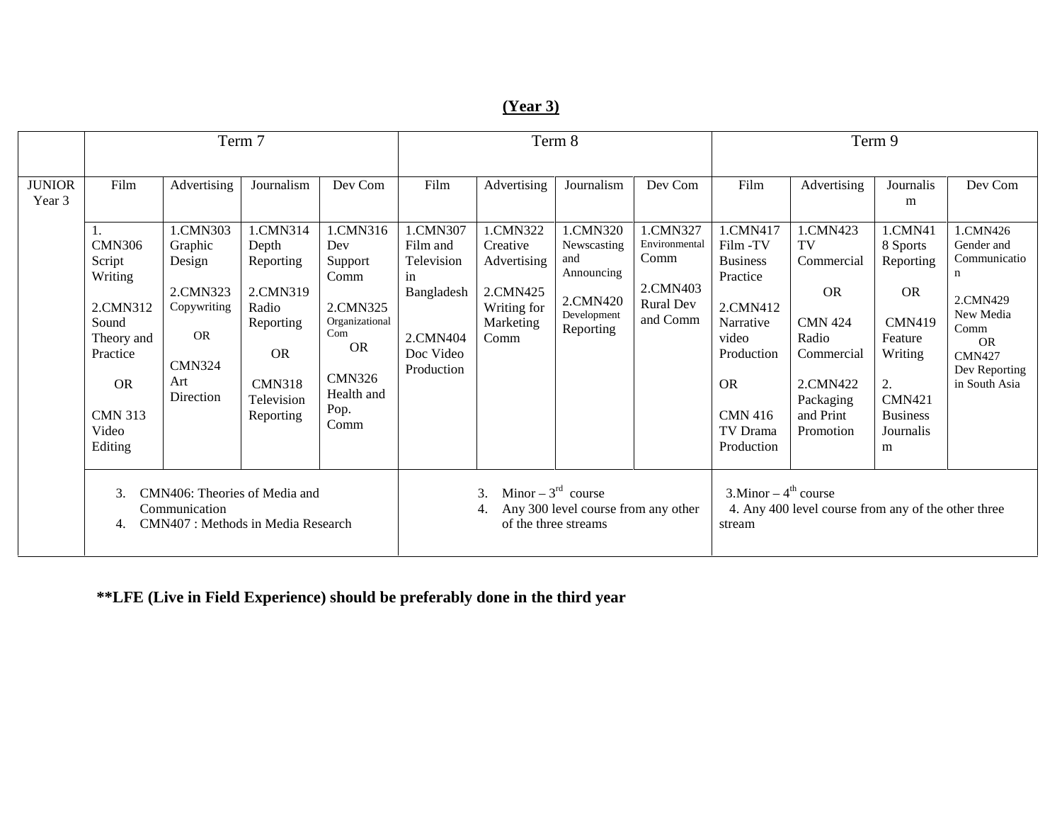## (Year 3)

| | Term 7 | | | | Term 8 | | | | Term 9 | | | |
|---|---|---|---|---|---|---|---|---|---|---|---|---|
| JUNIOR Year 3 | Film | Advertising | Journalism | Dev Com | Film | Advertising | Journalism | Dev Com | Film | Advertising | Journalism | Dev Com |
| | 1. CMN306 Script Writing<br><br>2.CMN312 Sound Theory and Practice<br><br>OR<br><br>CMN 313 Video Editing | 1.CMN303 Graphic Design<br><br>2.CMN323 Copywriting<br><br>OR<br><br>CMN324 Art Direction | 1.CMN314 Depth Reporting<br><br>2.CMN319 Radio Reporting<br><br>OR<br><br>CMN318 Television Reporting | 1.CMN316 Dev Support Comm<br><br>2.CMN325 Organizational Com<br>OR<br><br>CMN326 Health and Pop. Comm | 1.CMN307 Film and Television in Bangladesh<br><br>2.CMN404 Doc Video Production | 1.CMN322 Creative Advertising<br><br>2.CMN425 Writing for Marketing Comm | 1.CMN320 Newscasting and Announcing<br><br>2.CMN420 Development Reporting | 1.CMN327 Environmental Comm<br><br>2.CMN403 Rural Dev and Comm | 1.CMN417 Film -TV Business Practice<br><br>2.CMN412 Narrative video Production<br><br>OR<br><br>CMN 416 TV Drama Production | 1.CMN423 TV Commercial<br><br>OR<br><br>CMN 424 Radio Commercial<br><br>2.CMN422 Packaging and Print Promotion | 1.CMN418 Sports Reporting<br><br>OR<br><br>CMN419 Feature Writing<br><br>2. CMN421 Business Journalism | 1.CMN426 Gender and Communication<br><br>2.CMN429 New Media Comm<br>OR<br>CMN427 Dev Reporting in South Asia |
| | 3. CMN406: Theories of Media and Communication<br>4. CMN407 : Methods in Media Research | | | | 3. Minor – 3rd course<br>4. Any 300 level course from any other of the three streams | | | | 3.Minor – 4th course<br>4. Any 400 level course from any of the other three stream | | | |

**\*\*LFE (Live in Field Experience) should be preferably done in the third year**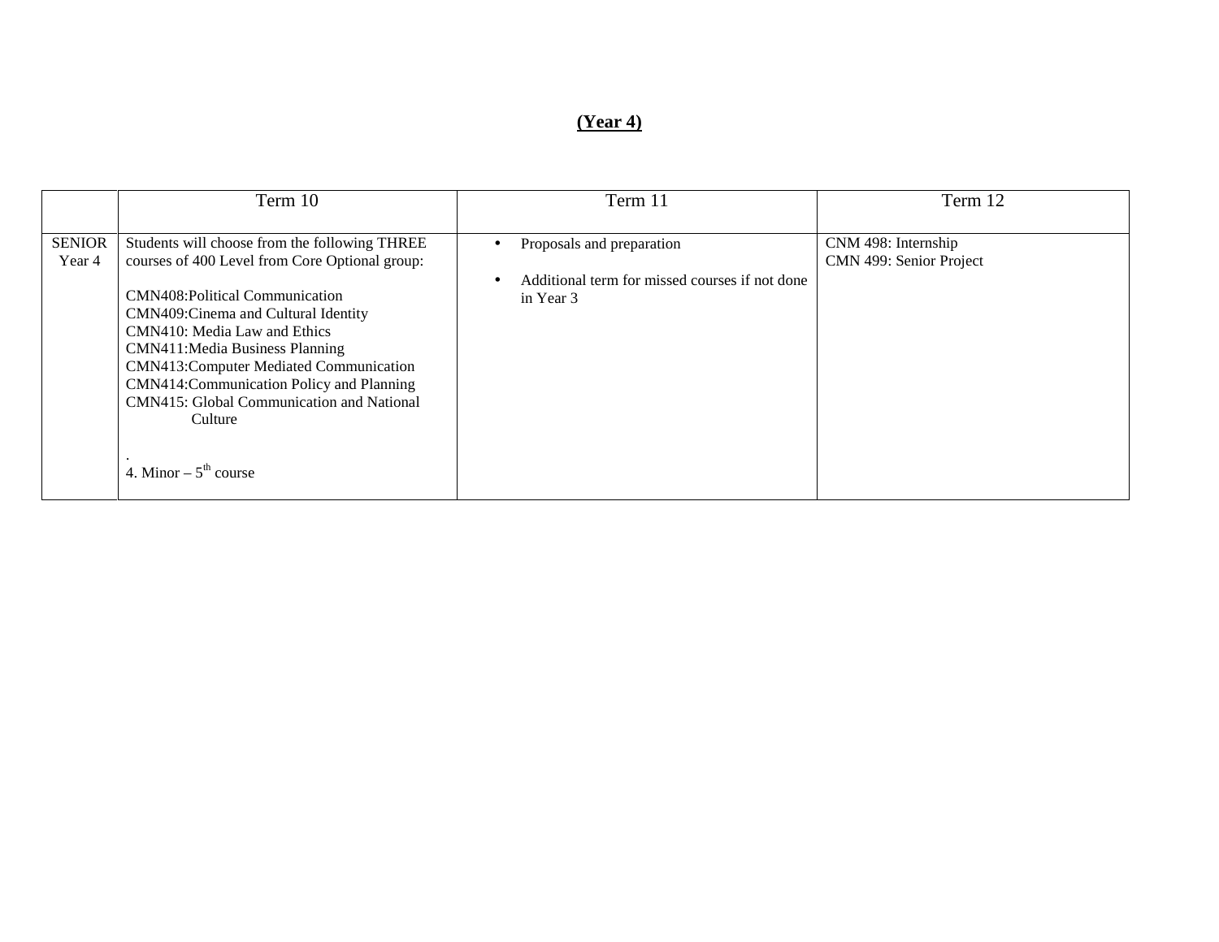**(Year 4)**

| | Term 10 | Term 11 | Term 12 |
|---|---|---|---|
| SENIOR Year 4 | Students will choose from the following THREE courses of 400 Level from Core Optional group:<br><br>CMN408:Political Communication<br>CMN409:Cinema and Cultural Identity<br>CMN410: Media Law and Ethics<br>CMN411:Media Business Planning<br>CMN413:Computer Mediated Communication<br>CMN414:Communication Policy and Planning<br>CMN415: Global Communication and National Culture<br><br>.<br>4. Minor – 5th course | • Proposals and preparation<br><br>• Additional term for missed courses if not done in Year 3 | CNM 498: Internship<br>CMN 499: Senior Project |